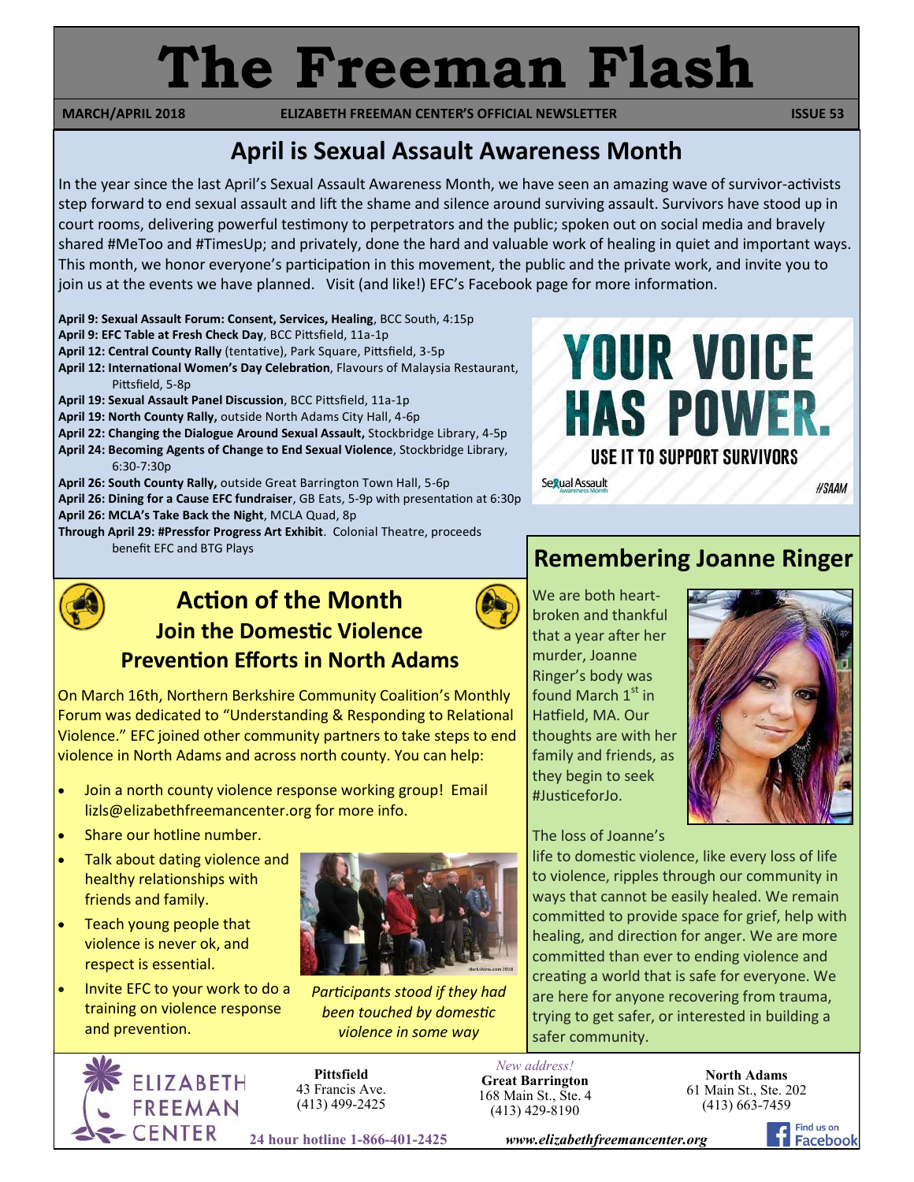# The Freeman Flash

**MARCH/APRIL 2018** — **ELIZABETH FREEMAN CENTER'S OFFICIAL NEWSLETTER** — **ISSUE 53**

## April is Sexual Assault Awareness Month

In the year since the last April's Sexual Assault Awareness Month, we have seen an amazing wave of survivor-activists step forward to end sexual assault and lift the shame and silence around surviving assault. Survivors have stood up in court rooms, delivering powerful testimony to perpetrators and the public; spoken out on social media and bravely shared #MeToo and #TimesUp; and privately, done the hard and valuable work of healing in quiet and important ways. This month, we honor everyone's participation in this movement, the public and the private work, and invite you to join us at the events we have planned. Visit (and like!) EFC's Facebook page for more information.

**April 9: Sexual Assault Forum: Consent, Services, Healing**, BCC South, 4:15p
**April 9: EFC Table at Fresh Check Day**, BCC Pittsfield, 11a-1p
**April 12: Central County Rally** (tentative), Park Square, Pittsfield, 3-5p
**April 12: International Women's Day Celebration**, Flavours of Malaysia Restaurant, Pittsfield, 5-8p
**April 19: Sexual Assault Panel Discussion**, BCC Pittsfield, 11a-1p
**April 19: North County Rally,** outside North Adams City Hall, 4-6p
**April 22: Changing the Dialogue Around Sexual Assault,** Stockbridge Library, 4-5p
**April 24: Becoming Agents of Change to End Sexual Violence**, Stockbridge Library, 6:30-7:30p
**April 26: South County Rally,** outside Great Barrington Town Hall, 5-6p
**April 26: Dining for a Cause EFC fundraiser**, GB Eats, 5-9p with presentation at 6:30p
**April 26: MCLA's Take Back the Night**, MCLA Quad, 8p
**Through April 29: #Pressfor Progress Art Exhibit**. Colonial Theatre, proceeds benefit EFC and BTG Plays

YOUR VOICE HAS POWER. USE IT TO SUPPORT SURVIVORS

Sexual Assault Awareness Month #SAAM

## Action of the Month
### Join the Domestic Violence Prevention Efforts in North Adams

On March 16th, Northern Berkshire Community Coalition's Monthly Forum was dedicated to "Understanding & Responding to Relational Violence." EFC joined other community partners to take steps to end violence in North Adams and across north county. You can help:

- Join a north county violence response working group! Email lizls@elizabethfreemancenter.org for more info.
- Share our hotline number.
- Talk about dating violence and healthy relationships with friends and family.
- Teach young people that violence is never ok, and respect is essential.
- Invite EFC to your work to do a training on violence response and prevention.

*Participants stood if they had been touched by domestic violence in some way*

## Remembering Joanne Ringer

We are both heartbroken and thankful that a year after her murder, Joanne Ringer's body was found March 1st in Hatfield, MA. Our thoughts are with her family and friends, as they begin to seek #JusticeforJo.

The loss of Joanne's life to domestic violence, like every loss of life to violence, ripples through our community in ways that cannot be easily healed. We remain committed to provide space for grief, help with healing, and direction for anger. We are more committed than ever to ending violence and creating a world that is safe for everyone. We are here for anyone recovering from trauma, trying to get safer, or interested in building a safer community.

ELIZABETH FREEMAN CENTER

**Pittsfield**
43 Francis Ave.
(413) 499-2425

*New address!*
**Great Barrington**
168 Main St., Ste. 4
(413) 429-8190

**North Adams**
61 Main St., Ste. 202
(413) 663-7459

**24 hour hotline 1-866-401-2425**

*www.elizabethfreemancenter.org*

Find us on Facebook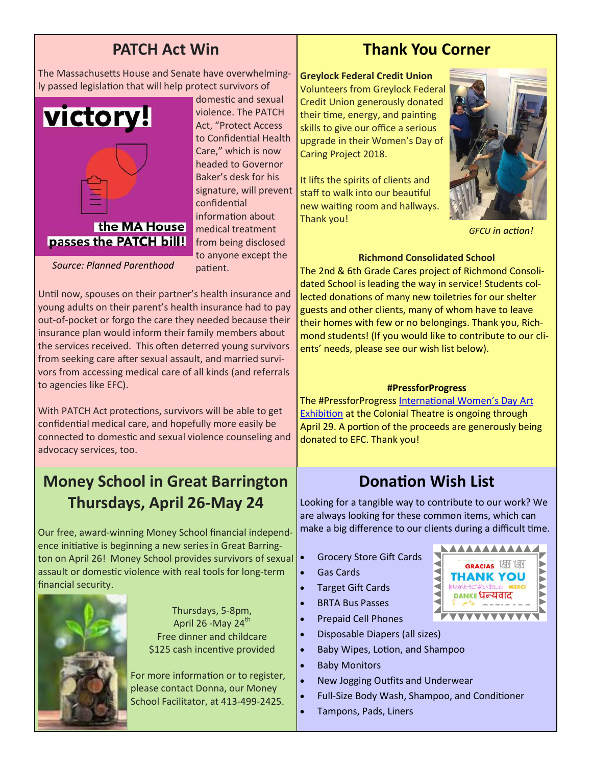## PATCH Act Win

The Massachusetts House and Senate have overwhelmingly passed legislation that will help protect survivors of domestic and sexual violence. The PATCH Act, "Protect Access to Confidential Health Care," which is now headed to Governor Baker's desk for his signature, will prevent confidential information about medical treatment from being disclosed to anyone except the patient.

*Source: Planned Parenthood*

Until now, spouses on their partner's health insurance and young adults on their parent's health insurance had to pay out-of-pocket or forgo the care they needed because their insurance plan would inform their family members about the services received. This often deterred young survivors from seeking care after sexual assault, and married survivors from accessing medical care of all kinds (and referrals to agencies like EFC).

With PATCH Act protections, survivors will be able to get confidential medical care, and hopefully more easily be connected to domestic and sexual violence counseling and advocacy services, too.

## Thank You Corner

**Greylock Federal Credit Union**

Volunteers from Greylock Federal Credit Union generously donated their time, energy, and painting skills to give our office a serious upgrade in their Women's Day of Caring Project 2018.

It lifts the spirits of clients and staff to walk into our beautiful new waiting room and hallways. Thank you!

*GFCU in action!*

**Richmond Consolidated School**

The 2nd & 6th Grade Cares project of Richmond Consolidated School is leading the way in service! Students collected donations of many new toiletries for our shelter guests and other clients, many of whom have to leave their homes with few or no belongings. Thank you, Richmond students! (If you would like to contribute to our clients' needs, please see our wish list below).

**#PressforProgress**

The #PressforProgress International Women's Day Art Exhibition at the Colonial Theatre is ongoing through April 29. A portion of the proceeds are generously being donated to EFC. Thank you!

## Money School in Great Barrington Thursdays, April 26-May 24

Our free, award-winning Money School financial independence initiative is beginning a new series in Great Barrington on April 26! Money School provides survivors of sexual assault or domestic violence with real tools for long-term financial security.

Thursdays, 5-8pm,
April 26 -May 24th
Free dinner and childcare
$125 cash incentive provided

For more information or to register, please contact Donna, our Money School Facilitator, at 413-499-2425.

## Donation Wish List

Looking for a tangible way to contribute to our work? We are always looking for these common items, which can make a big difference to our clients during a difficult time.

- Grocery Store Gift Cards
- Gas Cards
- Target Gift Cards
- BRTA Bus Passes
- Prepaid Cell Phones
- Disposable Diapers (all sizes)
- Baby Wipes, Lotion, and Shampoo
- Baby Monitors
- New Jogging Outfits and Underwear
- Full-Size Body Wash, Shampoo, and Conditioner
- Tampons, Pads, Liners